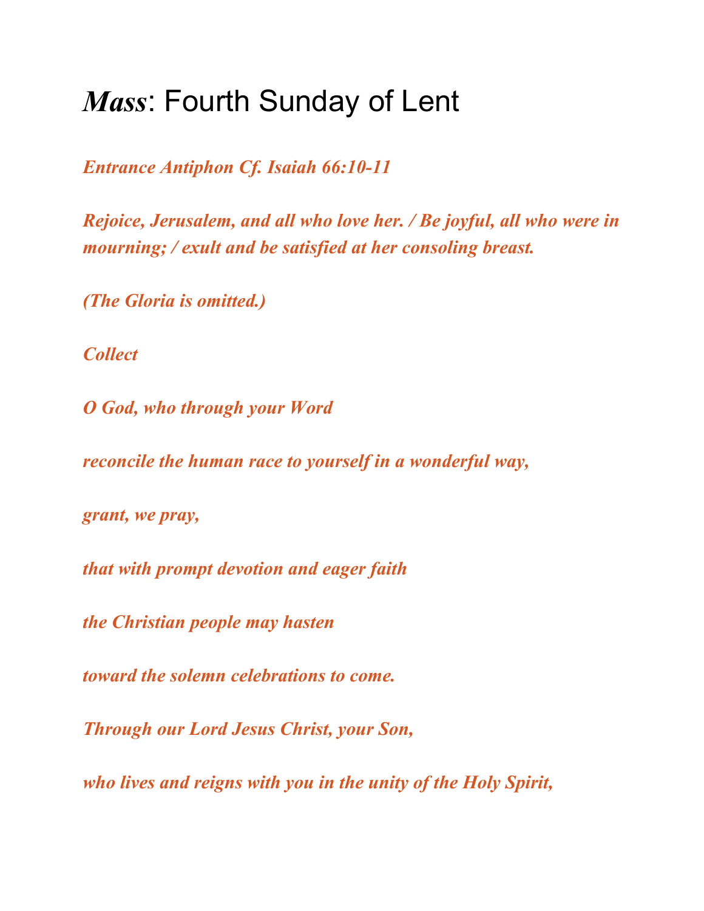# *Mass*: Fourth Sunday of Lent

***Entrance Antiphon Cf. Isaiah 66:10-11***

***Rejoice, Jerusalem, and all who love her. / Be joyful, all who were in mourning; / exult and be satisfied at her consoling breast.***

***(The Gloria is omitted.)***

***Collect***

***O God, who through your Word***

***reconcile the human race to yourself in a wonderful way,***

***grant, we pray,***

***that with prompt devotion and eager faith***

***the Christian people may hasten***

***toward the solemn celebrations to come.***

***Through our Lord Jesus Christ, your Son,***

***who lives and reigns with you in the unity of the Holy Spirit,***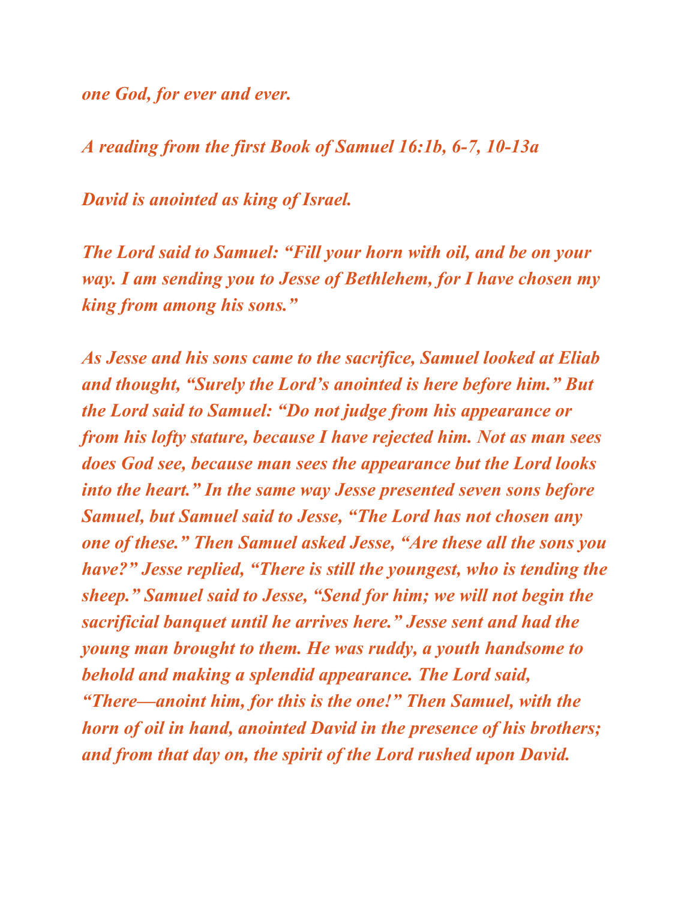*one God, for ever and ever.*

*A reading from the first Book of Samuel 16:1b, 6-7, 10-13a*

*David is anointed as king of Israel.*

*The Lord said to Samuel: "Fill your horn with oil, and be on your way. I am sending you to Jesse of Bethlehem, for I have chosen my king from among his sons."*

*As Jesse and his sons came to the sacrifice, Samuel looked at Eliab and thought, "Surely the Lord's anointed is here before him." But the Lord said to Samuel: "Do not judge from his appearance or from his lofty stature, because I have rejected him. Not as man sees does God see, because man sees the appearance but the Lord looks into the heart." In the same way Jesse presented seven sons before Samuel, but Samuel said to Jesse, "The Lord has not chosen any one of these." Then Samuel asked Jesse, "Are these all the sons you have?" Jesse replied, "There is still the youngest, who is tending the sheep." Samuel said to Jesse, "Send for him; we will not begin the sacrificial banquet until he arrives here." Jesse sent and had the young man brought to them. He was ruddy, a youth handsome to behold and making a splendid appearance. The Lord said, "There—anoint him, for this is the one!" Then Samuel, with the horn of oil in hand, anointed David in the presence of his brothers; and from that day on, the spirit of the Lord rushed upon David.*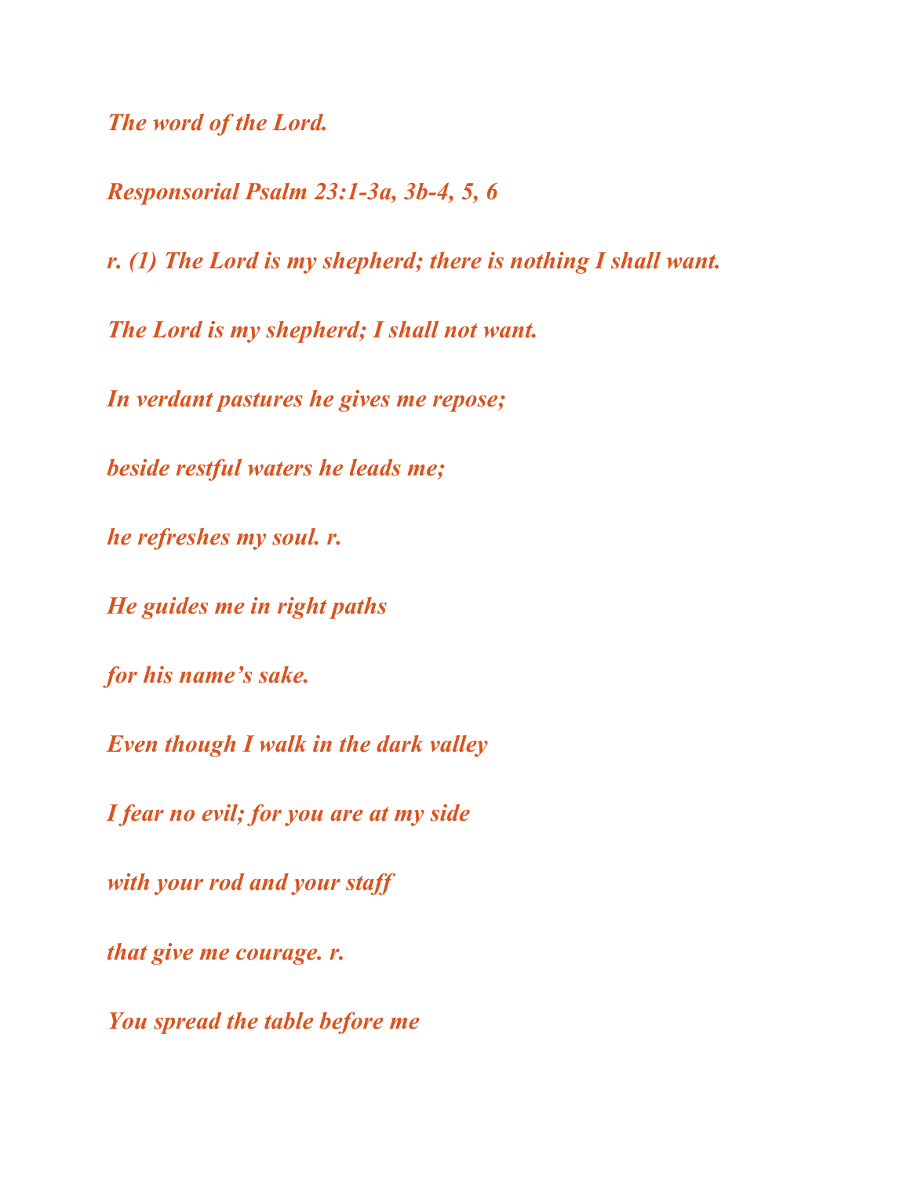*The word of the Lord.*

*Responsorial Psalm 23:1-3a, 3b-4, 5, 6*

*r. (1) The Lord is my shepherd; there is nothing I shall want.*

*The Lord is my shepherd; I shall not want.*

*In verdant pastures he gives me repose;*

*beside restful waters he leads me;*

*he refreshes my soul. r.*

*He guides me in right paths*

*for his name's sake.*

*Even though I walk in the dark valley*

*I fear no evil; for you are at my side*

*with your rod and your staff*

*that give me courage. r.*

*You spread the table before me*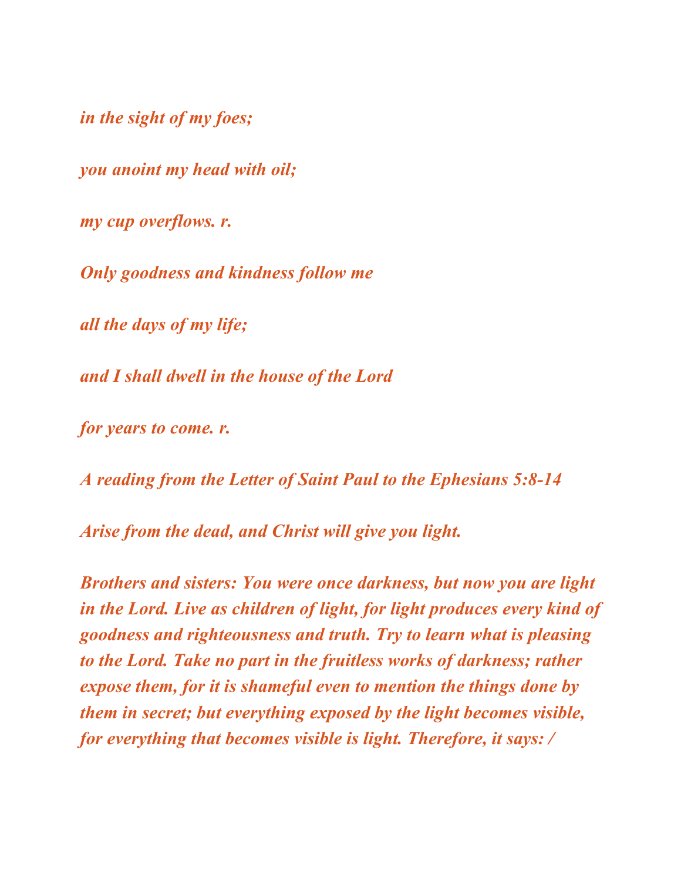*in the sight of my foes;*

*you anoint my head with oil;*

*my cup overflows. r.*

*Only goodness and kindness follow me*

*all the days of my life;*

*and I shall dwell in the house of the Lord*

*for years to come. r.*

***A reading from the Letter of Saint Paul to the Ephesians 5:8-14***

***Arise from the dead, and Christ will give you light.***

***Brothers and sisters: You were once darkness, but now you are light in the Lord. Live as children of light, for light produces every kind of goodness and righteousness and truth. Try to learn what is pleasing to the Lord. Take no part in the fruitless works of darkness; rather expose them, for it is shameful even to mention the things done by them in secret; but everything exposed by the light becomes visible, for everything that becomes visible is light. Therefore, it says: /***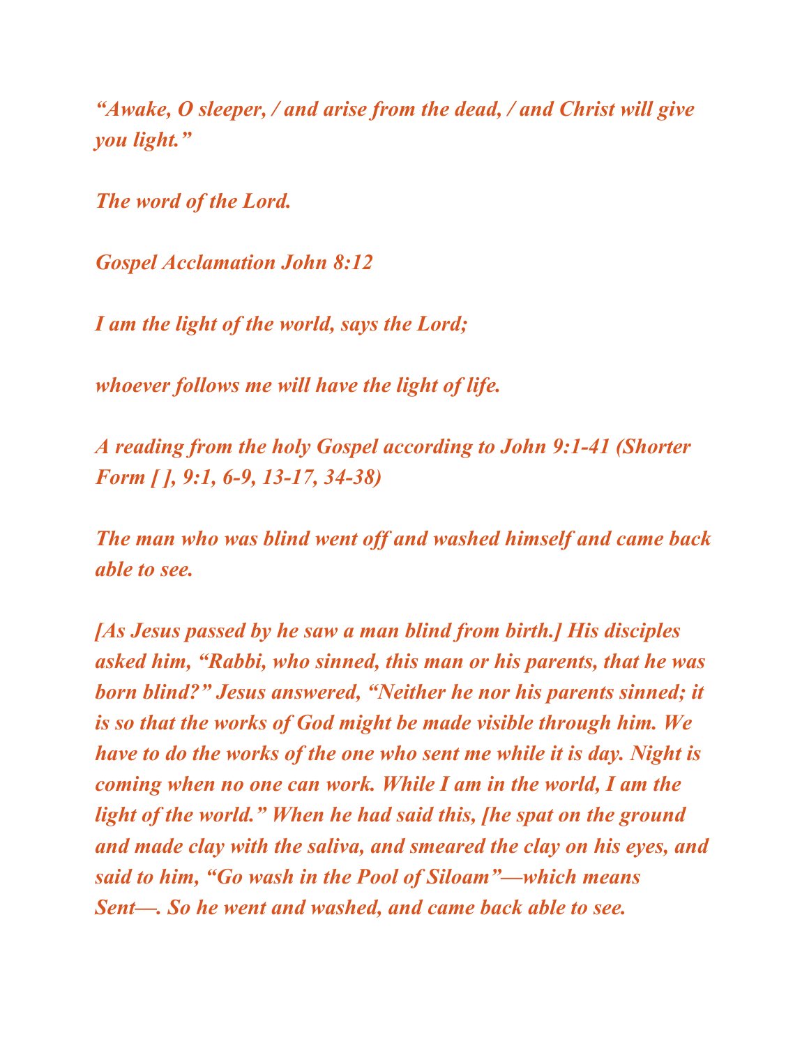*“Awake, O sleeper, / and arise from the dead, / and Christ will give you light.”*

*The word of the Lord.*

*Gospel Acclamation John 8:12*

*I am the light of the world, says the Lord;*

*whoever follows me will have the light of life.*

*A reading from the holy Gospel according to John 9:1-41 (Shorter Form [ ], 9:1, 6-9, 13-17, 34-38)*

*The man who was blind went off and washed himself and came back able to see.*

*[As Jesus passed by he saw a man blind from birth.] His disciples asked him, “Rabbi, who sinned, this man or his parents, that he was born blind?” Jesus answered, “Neither he nor his parents sinned; it is so that the works of God might be made visible through him. We have to do the works of the one who sent me while it is day. Night is coming when no one can work. While I am in the world, I am the light of the world.” When he had said this, [he spat on the ground and made clay with the saliva, and smeared the clay on his eyes, and said to him, “Go wash in the Pool of Siloam”—which means Sent—. So he went and washed, and came back able to see.*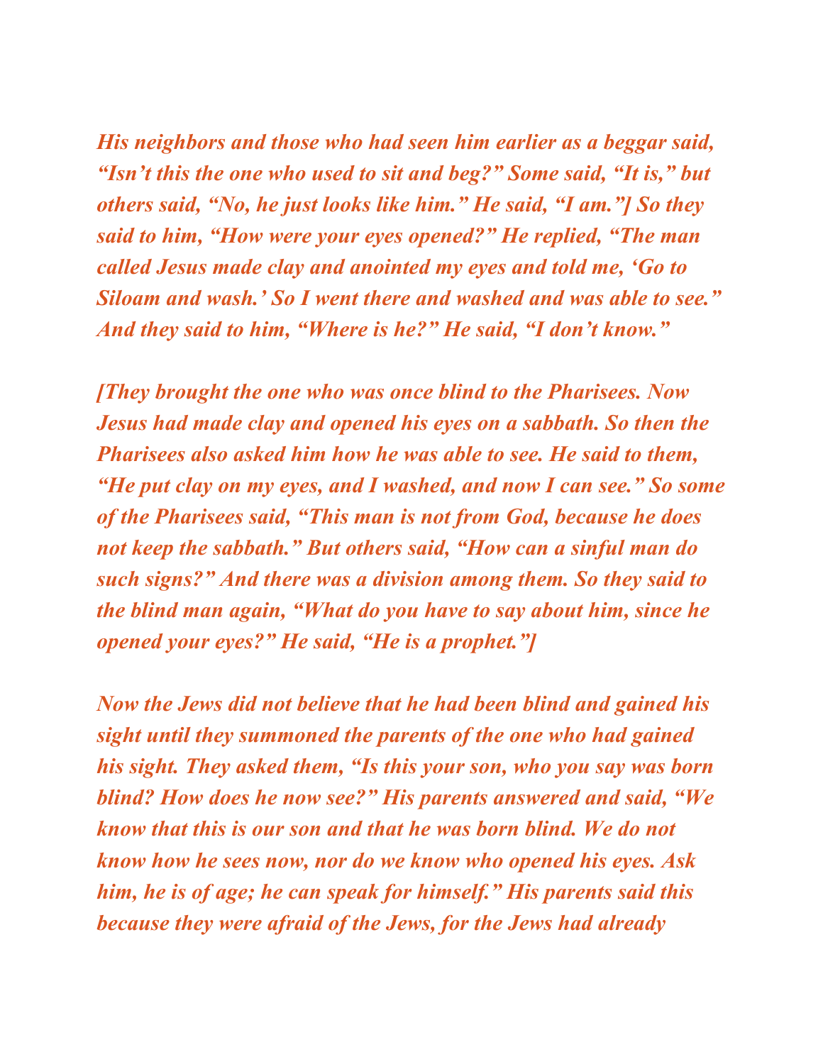*His neighbors and those who had seen him earlier as a beggar said, "Isn't this the one who used to sit and beg?" Some said, "It is," but others said, "No, he just looks like him." He said, "I am."] So they said to him, "How were your eyes opened?" He replied, "The man called Jesus made clay and anointed my eyes and told me, 'Go to Siloam and wash.' So I went there and washed and was able to see." And they said to him, "Where is he?" He said, "I don't know."*

*[They brought the one who was once blind to the Pharisees. Now Jesus had made clay and opened his eyes on a sabbath. So then the Pharisees also asked him how he was able to see. He said to them, "He put clay on my eyes, and I washed, and now I can see." So some of the Pharisees said, "This man is not from God, because he does not keep the sabbath." But others said, "How can a sinful man do such signs?" And there was a division among them. So they said to the blind man again, "What do you have to say about him, since he opened your eyes?" He said, "He is a prophet."]*

*Now the Jews did not believe that he had been blind and gained his sight until they summoned the parents of the one who had gained his sight. They asked them, "Is this your son, who you say was born blind? How does he now see?" His parents answered and said, "We know that this is our son and that he was born blind. We do not know how he sees now, nor do we know who opened his eyes. Ask him, he is of age; he can speak for himself." His parents said this because they were afraid of the Jews, for the Jews had already*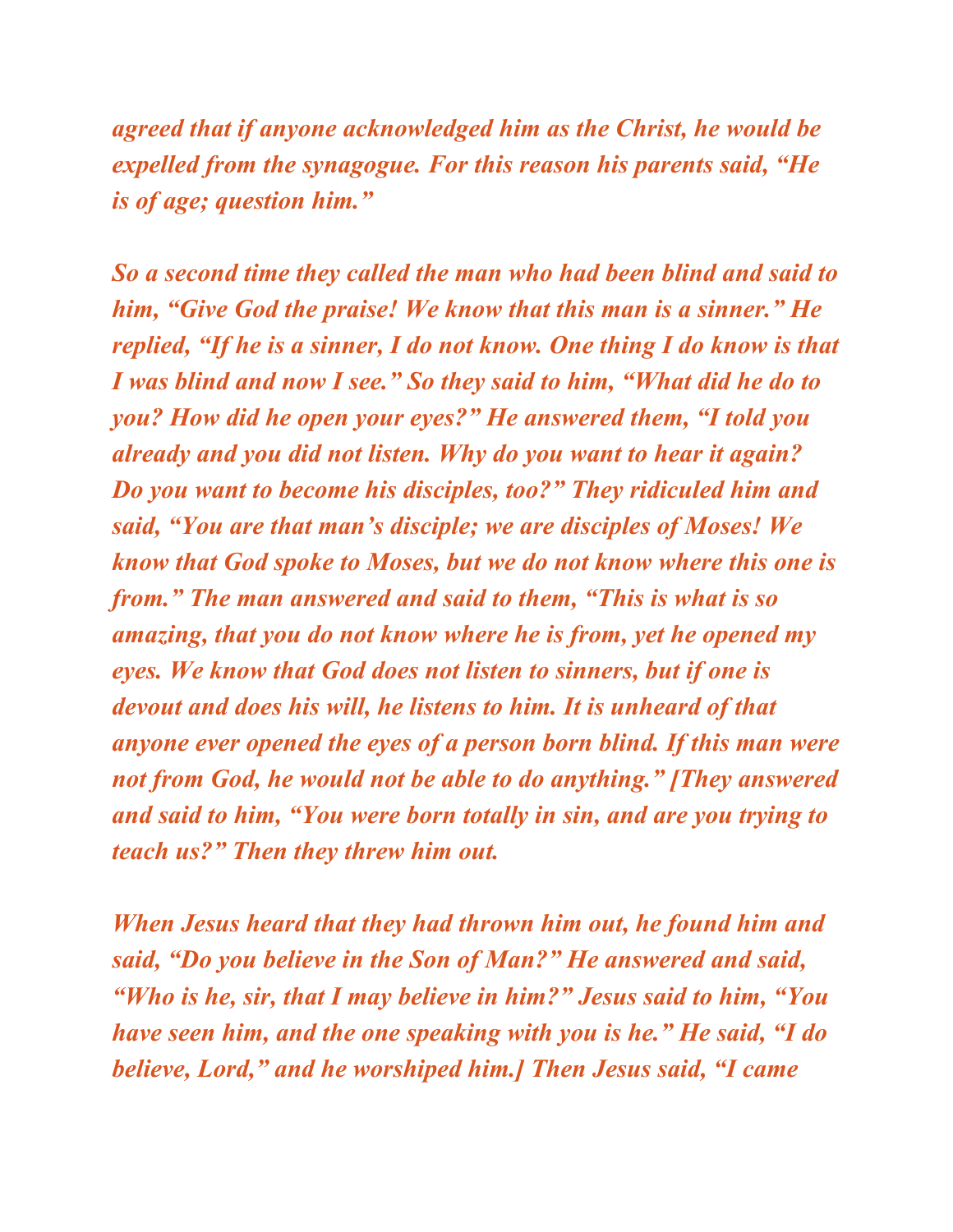*agreed that if anyone acknowledged him as the Christ, he would be expelled from the synagogue. For this reason his parents said, “He is of age; question him.”*

*So a second time they called the man who had been blind and said to him, “Give God the praise! We know that this man is a sinner.” He replied, “If he is a sinner, I do not know. One thing I do know is that I was blind and now I see.” So they said to him, “What did he do to you? How did he open your eyes?” He answered them, “I told you already and you did not listen. Why do you want to hear it again? Do you want to become his disciples, too?” They ridiculed him and said, “You are that man’s disciple; we are disciples of Moses! We know that God spoke to Moses, but we do not know where this one is from.” The man answered and said to them, “This is what is so amazing, that you do not know where he is from, yet he opened my eyes. We know that God does not listen to sinners, but if one is devout and does his will, he listens to him. It is unheard of that anyone ever opened the eyes of a person born blind. If this man were not from God, he would not be able to do anything.” [They answered and said to him, “You were born totally in sin, and are you trying to teach us?” Then they threw him out.*

*When Jesus heard that they had thrown him out, he found him and said, “Do you believe in the Son of Man?” He answered and said, “Who is he, sir, that I may believe in him?” Jesus said to him, “You have seen him, and the one speaking with you is he.” He said, “I do believe, Lord,” and he worshiped him.] Then Jesus said, “I came*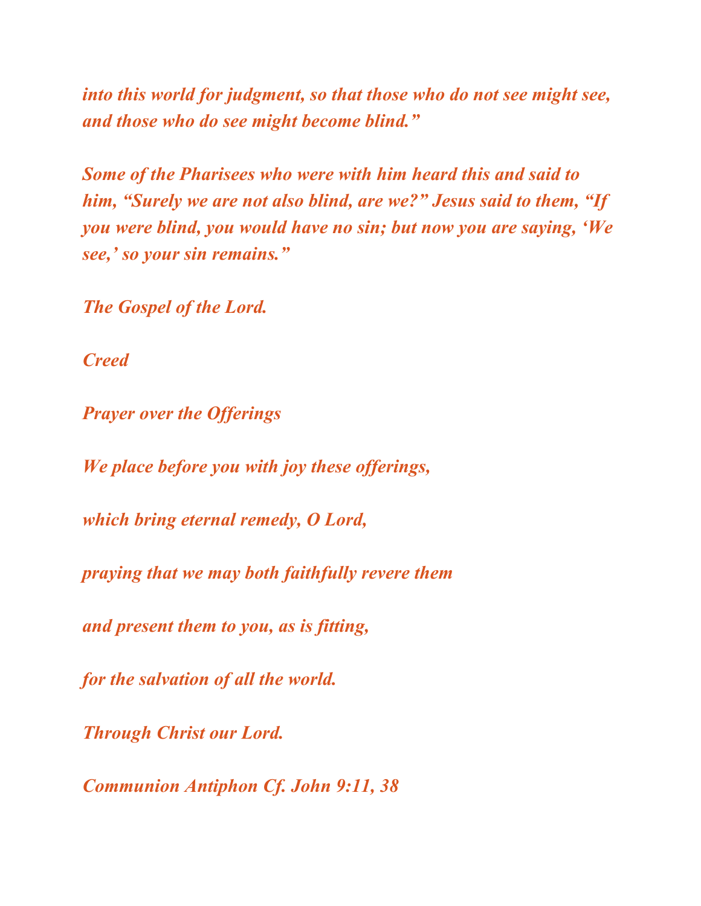*into this world for judgment, so that those who do not see might see, and those who do see might become blind."*

*Some of the Pharisees who were with him heard this and said to him, "Surely we are not also blind, are we?" Jesus said to them, "If you were blind, you would have no sin; but now you are saying, 'We see,' so your sin remains."*

***The Gospel of the Lord.***

***Creed***

***Prayer over the Offerings***

*We place before you with joy these offerings,*

*which bring eternal remedy, O Lord,*

*praying that we may both faithfully revere them*

*and present them to you, as is fitting,*

*for the salvation of all the world.*

*Through Christ our Lord.*

***Communion Antiphon Cf. John 9:11, 38***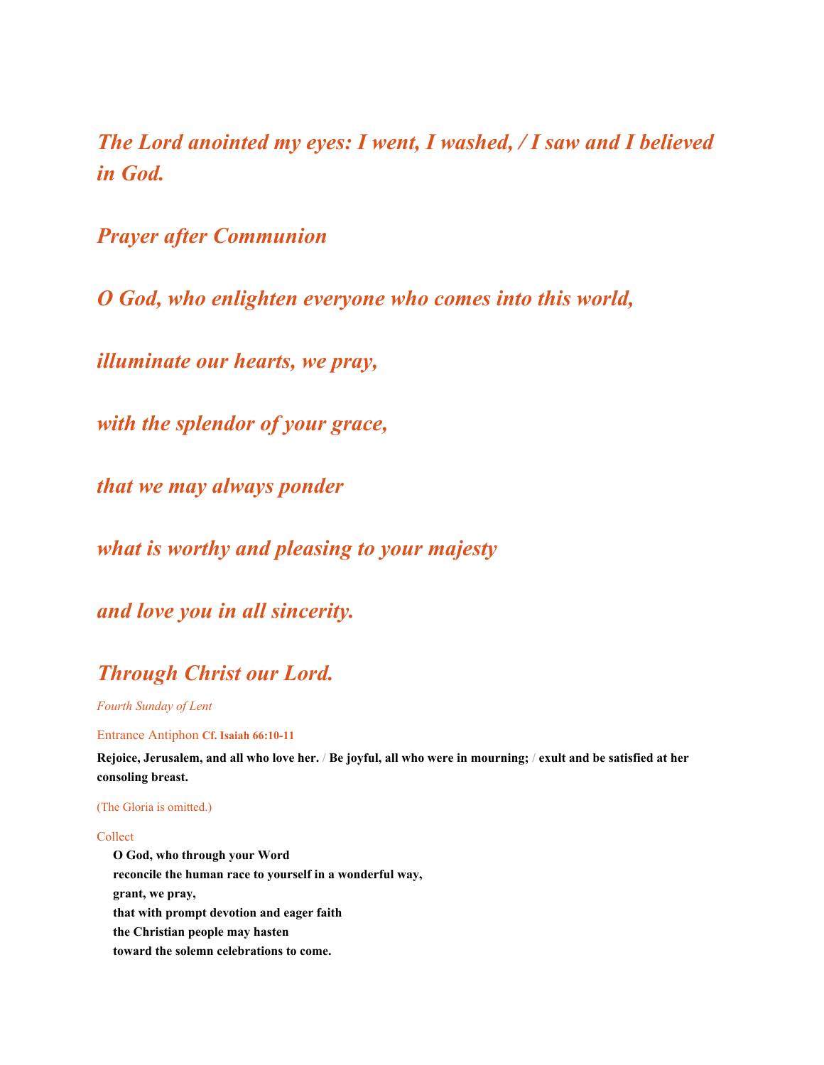*The Lord anointed my eyes: I went, I washed, / I saw and I believed in God.*

## *Prayer after Communion*

*O God, who enlighten everyone who comes into this world,*

*illuminate our hearts, we pray,*

*with the splendor of your grace,*

*that we may always ponder*

*what is worthy and pleasing to your majesty*

*and love you in all sincerity.*

## *Through Christ our Lord.*

*Fourth Sunday of Lent*

Entrance Antiphon **Cf. Isaiah 66:10-11**

**Rejoice, Jerusalem, and all who love her. / Be joyful, all who were in mourning; / exult and be satisfied at her consoling breast.**

(The Gloria is omitted.)

Collect

**O God, who through your Word**
**reconcile the human race to yourself in a wonderful way,**
**grant, we pray,**
**that with prompt devotion and eager faith**
**the Christian people may hasten**
**toward the solemn celebrations to come.**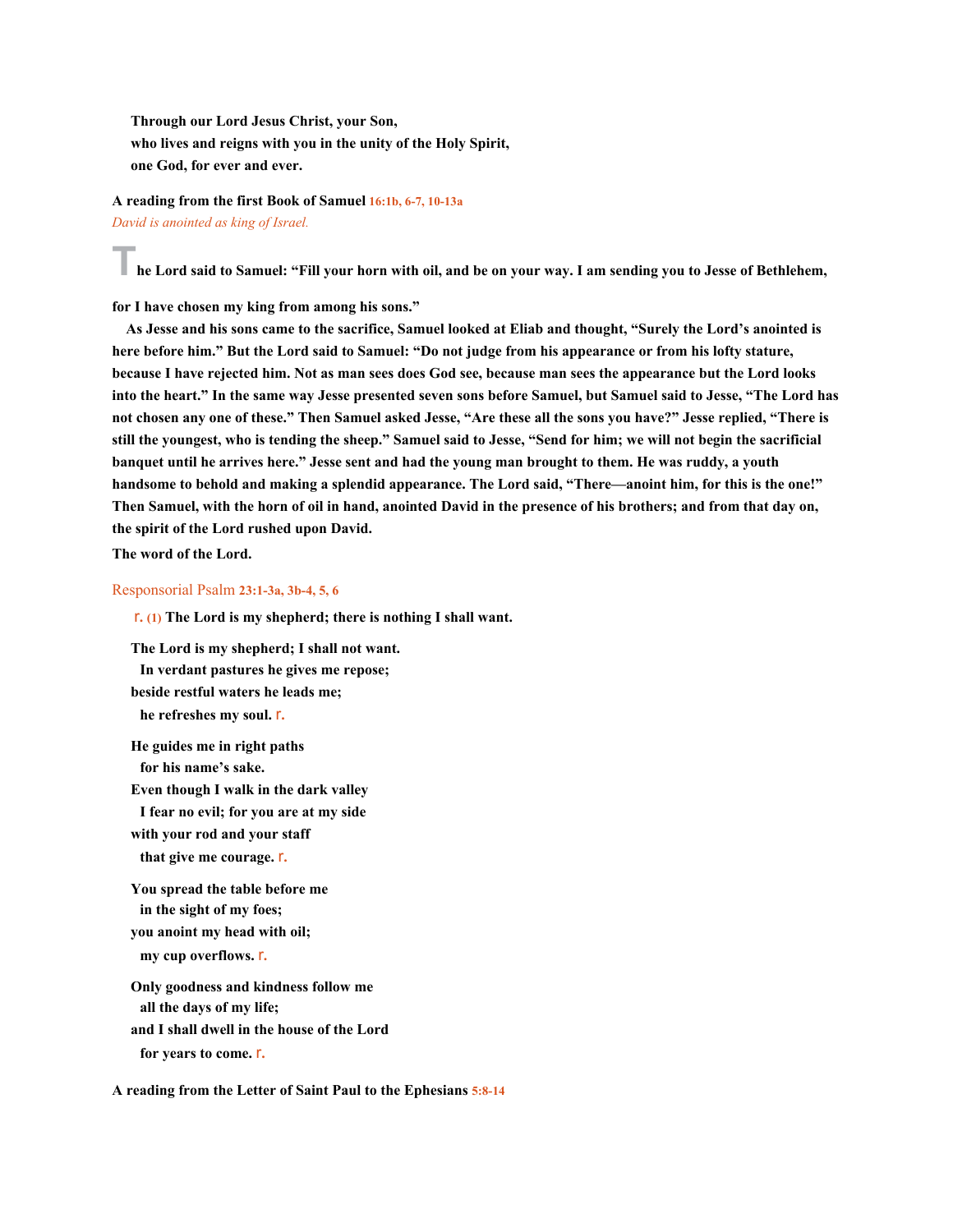**Through our Lord Jesus Christ, your Son,**
**who lives and reigns with you in the unity of the Holy Spirit,**
**one God, for ever and ever.**

**A reading from the first Book of Samuel** 16:1b, 6-7, 10-13a
*David is anointed as king of Israel.*

**The Lord said to Samuel: "Fill your horn with oil, and be on your way. I am sending you to Jesse of Bethlehem, for I have chosen my king from among his sons."**

**As Jesse and his sons came to the sacrifice, Samuel looked at Eliab and thought, "Surely the Lord's anointed is here before him." But the Lord said to Samuel: "Do not judge from his appearance or from his lofty stature, because I have rejected him. Not as man sees does God see, because man sees the appearance but the Lord looks into the heart." In the same way Jesse presented seven sons before Samuel, but Samuel said to Jesse, "The Lord has not chosen any one of these." Then Samuel asked Jesse, "Are these all the sons you have?" Jesse replied, "There is still the youngest, who is tending the sheep." Samuel said to Jesse, "Send for him; we will not begin the sacrificial banquet until he arrives here." Jesse sent and had the young man brought to them. He was ruddy, a youth handsome to behold and making a splendid appearance. The Lord said, "There—anoint him, for this is the one!" Then Samuel, with the horn of oil in hand, anointed David in the presence of his brothers; and from that day on, the spirit of the Lord rushed upon David.**

**The word of the Lord.**

Responsorial Psalm **23:1-3a, 3b-4, 5, 6**

℟. (1) **The Lord is my shepherd; there is nothing I shall want.**

**The Lord is my shepherd; I shall not want.**
**In verdant pastures he gives me repose;**
**beside restful waters he leads me;**
**he refreshes my soul.** ℟.

**He guides me in right paths**
**for his name's sake.**
**Even though I walk in the dark valley**
**I fear no evil; for you are at my side**
**with your rod and your staff**
**that give me courage.** ℟.

**You spread the table before me**
**in the sight of my foes;**
**you anoint my head with oil;**
**my cup overflows.** ℟.

**Only goodness and kindness follow me**
**all the days of my life;**
**and I shall dwell in the house of the Lord**
**for years to come.** ℟.

**A reading from the Letter of Saint Paul to the Ephesians** 5:8-14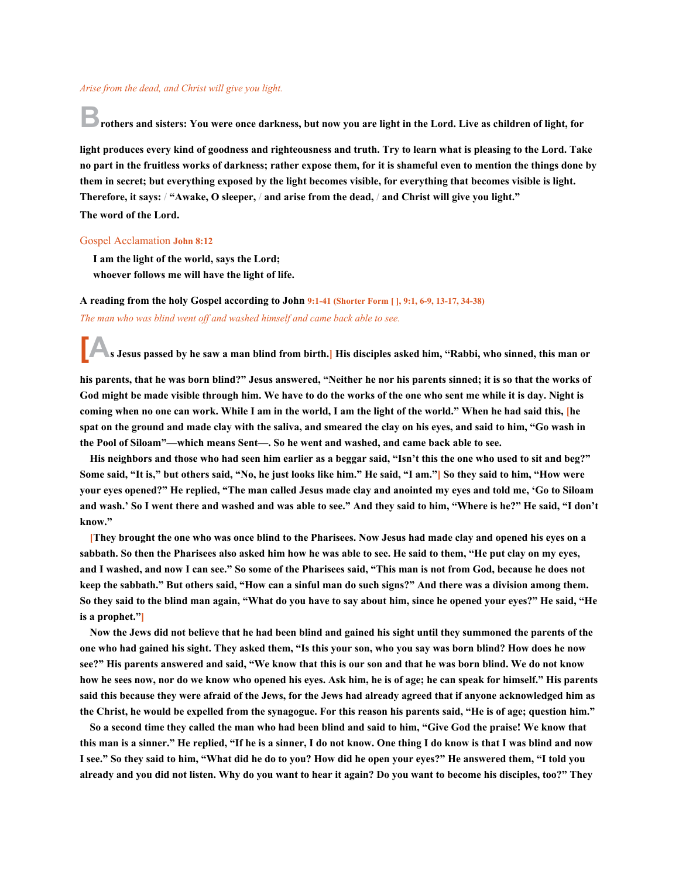*Arise from the dead, and Christ will give you light.*

**Brothers and sisters: You were once darkness, but now you are light in the Lord. Live as children of light, for light produces every kind of goodness and righteousness and truth. Try to learn what is pleasing to the Lord. Take no part in the fruitless works of darkness; rather expose them, for it is shameful even to mention the things done by them in secret; but everything exposed by the light becomes visible, for everything that becomes visible is light. Therefore, it says: / "Awake, O sleeper, / and arise from the dead, / and Christ will give you light."**

**The word of the Lord.**

## Gospel Acclamation **John 8:12**

**I am the light of the world, says the Lord;**
**whoever follows me will have the light of life.**

**A reading from the holy Gospel according to John** **9:1-41 (Shorter Form [ ], 9:1, 6-9, 13-17, 34-38)**

*The man who was blind went off and washed himself and came back able to see.*

**[As Jesus passed by he saw a man blind from birth.] His disciples asked him, "Rabbi, who sinned, this man or his parents, that he was born blind?" Jesus answered, "Neither he nor his parents sinned; it is so that the works of God might be made visible through him. We have to do the works of the one who sent me while it is day. Night is coming when no one can work. While I am in the world, I am the light of the world." When he had said this, [he spat on the ground and made clay with the saliva, and smeared the clay on his eyes, and said to him, "Go wash in the Pool of Siloam"—which means Sent—. So he went and washed, and came back able to see.**

**His neighbors and those who had seen him earlier as a beggar said, "Isn't this the one who used to sit and beg?" Some said, "It is," but others said, "No, he just looks like him." He said, "I am."] So they said to him, "How were your eyes opened?" He replied, "The man called Jesus made clay and anointed my eyes and told me, 'Go to Siloam and wash.' So I went there and washed and was able to see." And they said to him, "Where is he?" He said, "I don't know."**

**[They brought the one who was once blind to the Pharisees. Now Jesus had made clay and opened his eyes on a sabbath. So then the Pharisees also asked him how he was able to see. He said to them, "He put clay on my eyes, and I washed, and now I can see." So some of the Pharisees said, "This man is not from God, because he does not keep the sabbath." But others said, "How can a sinful man do such signs?" And there was a division among them. So they said to the blind man again, "What do you have to say about him, since he opened your eyes?" He said, "He is a prophet."]**

**Now the Jews did not believe that he had been blind and gained his sight until they summoned the parents of the one who had gained his sight. They asked them, "Is this your son, who you say was born blind? How does he now see?" His parents answered and said, "We know that this is our son and that he was born blind. We do not know how he sees now, nor do we know who opened his eyes. Ask him, he is of age; he can speak for himself." His parents said this because they were afraid of the Jews, for the Jews had already agreed that if anyone acknowledged him as the Christ, he would be expelled from the synagogue. For this reason his parents said, "He is of age; question him."**

**So a second time they called the man who had been blind and said to him, "Give God the praise! We know that this man is a sinner." He replied, "If he is a sinner, I do not know. One thing I do know is that I was blind and now I see." So they said to him, "What did he do to you? How did he open your eyes?" He answered them, "I told you already and you did not listen. Why do you want to hear it again? Do you want to become his disciples, too?" They**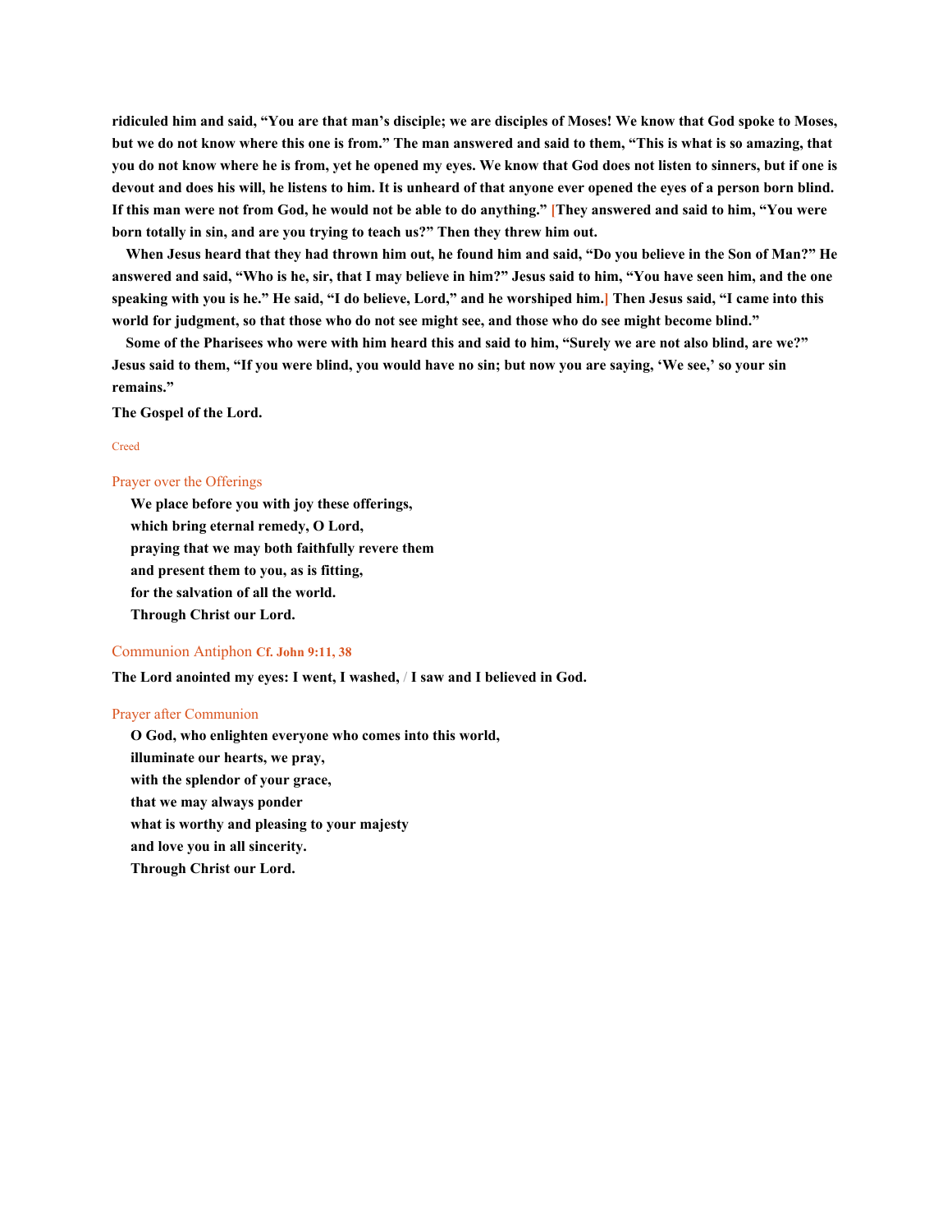**ridiculed him and said, "You are that man's disciple; we are disciples of Moses! We know that God spoke to Moses, but we do not know where this one is from." The man answered and said to them, "This is what is so amazing, that you do not know where he is from, yet he opened my eyes. We know that God does not listen to sinners, but if one is devout and does his will, he listens to him. It is unheard of that anyone ever opened the eyes of a person born blind. If this man were not from God, he would not be able to do anything." [They answered and said to him, "You were born totally in sin, and are you trying to teach us?" Then they threw him out.**

**When Jesus heard that they had thrown him out, he found him and said, "Do you believe in the Son of Man?" He answered and said, "Who is he, sir, that I may believe in him?" Jesus said to him, "You have seen him, and the one speaking with you is he." He said, "I do believe, Lord," and he worshiped him.] Then Jesus said, "I came into this world for judgment, so that those who do not see might see, and those who do see might become blind."**

**Some of the Pharisees who were with him heard this and said to him, "Surely we are not also blind, are we?" Jesus said to them, "If you were blind, you would have no sin; but now you are saying, 'We see,' so your sin remains."**

**The Gospel of the Lord.**

Creed

### Prayer over the Offerings

**We place before you with joy these offerings,**
**which bring eternal remedy, O Lord,**
**praying that we may both faithfully revere them**
**and present them to you, as is fitting,**
**for the salvation of all the world.**
**Through Christ our Lord.**

### Communion Antiphon **Cf. John 9:11, 38**

**The Lord anointed my eyes: I went, I washed, / I saw and I believed in God.**

### Prayer after Communion

**O God, who enlighten everyone who comes into this world,**
**illuminate our hearts, we pray,**
**with the splendor of your grace,**
**that we may always ponder**
**what is worthy and pleasing to your majesty**
**and love you in all sincerity.**
**Through Christ our Lord.**